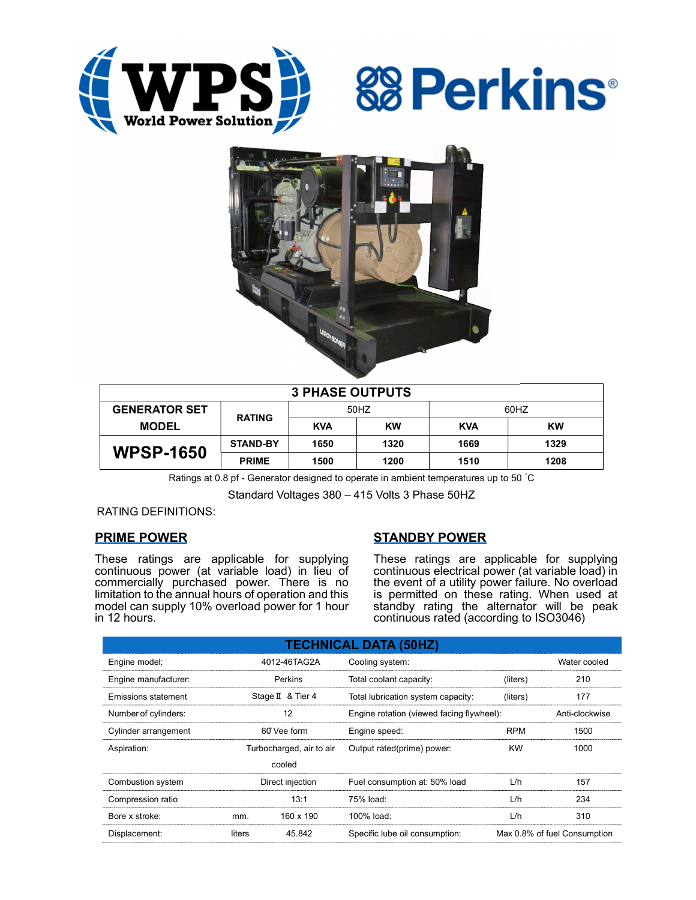WPS World Power Solution

Perkins®

| 3 PHASE OUTPUTS | | | | | |
|---|---|---|---|---|---|
| GENERATOR SET MODEL | RATING | 50HZ | | 60HZ | |
| | | KVA | KW | KVA | KW |
| **WPSP-1650** | STAND-BY | 1650 | 1320 | 1669 | 1329 |
| | PRIME | 1500 | 1200 | 1510 | 1208 |

Ratings at 0.8 pf - Generator designed to operate in ambient temperatures up to 50 ˚C

Standard Voltages 380 – 415 Volts 3 Phase 50HZ

RATING DEFINITIONS:

## PRIME POWER

These ratings are applicable for supplying continuous power (at variable load) in lieu of commercially purchased power. There is no limitation to the annual hours of operation and this model can supply 10% overload power for 1 hour in 12 hours.

## STANDBY POWER

These ratings are applicable for supplying continuous electrical power (at variable load) in the event of a utility power failure. No overload is permitted on these rating. When used at standby rating the alternator will be peak continuous rated (according to ISO3046)

| TECHNICAL DATA (50HZ) | | | | | |
|---|---|---|---|---|---|
| Engine model: | | 4012-46TAG2A | Cooling system: | | Water cooled |
| Engine manufacturer: | | Perkins | Total coolant capacity: | (liters) | 210 |
| Emissions statement | | Stage Ⅱ & Tier 4 | Total lubrication system capacity: | (liters) | 177 |
| Number of cylinders: | | 12 | Engine rotation (viewed facing flywheel): | | Anti-clockwise |
| Cylinder arrangement | | 60̊ Vee form | Engine speed: | RPM | 1500 |
| Aspiration: | | Turbocharged, air to air cooled | Output rated(prime) power: | KW | 1000 |
| Combustion system | | Direct injection | Fuel consumption at: 50% load | L/h | 157 |
| Compression ratio | | 13:1 | 75% load: | L/h | 234 |
| Bore x stroke: | mm. | 160 x 190 | 100% load: | L/h | 310 |
| Displacement: | liters | 45.842 | Specific lube oil consumption: | | Max 0.8% of fuel Consumption |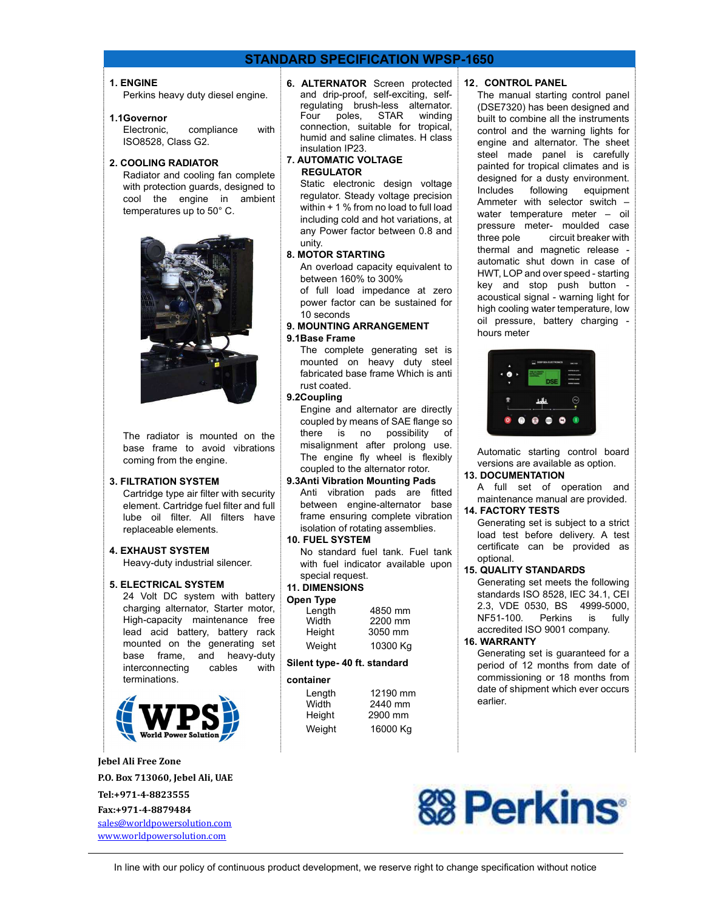# STANDARD SPECIFICATION WPSP-1650

**1. ENGINE**

Perkins heavy duty diesel engine.

**1.1Governor**

Electronic, compliance with ISO8528, Class G2.

**2. COOLING RADIATOR**

Radiator and cooling fan complete with protection guards, designed to cool the engine in ambient temperatures up to 50° C.

The radiator is mounted on the base frame to avoid vibrations coming from the engine.

**3. FILTRATION SYSTEM**

Cartridge type air filter with security element. Cartridge fuel filter and full lube oil filter. All filters have replaceable elements.

**4. EXHAUST SYSTEM**

Heavy-duty industrial silencer.

**5. ELECTRICAL SYSTEM**

24 Volt DC system with battery charging alternator, Starter motor, High-capacity maintenance free lead acid battery, battery rack mounted on the generating set base frame, and heavy-duty interconnecting cables with terminations.

**6. ALTERNATOR** Screen protected and drip-proof, self-exciting, self-regulating brush-less alternator. Four poles, STAR winding connection, suitable for tropical, humid and saline climates. H class insulation IP23.

**7. AUTOMATIC VOLTAGE REGULATOR**

Static electronic design voltage regulator. Steady voltage precision within + 1 % from no load to full load including cold and hot variations, at any Power factor between 0.8 and unity.

**8. MOTOR STARTING**

An overload capacity equivalent to between 160% to 300% of full load impedance at zero power factor can be sustained for 10 seconds

**9. MOUNTING ARRANGEMENT**

**9.1Base Frame**

The complete generating set is mounted on heavy duty steel fabricated base frame Which is anti rust coated.

**9.2Coupling**

Engine and alternator are directly coupled by means of SAE flange so there is no possibility of misalignment after prolong use. The engine fly wheel is flexibly coupled to the alternator rotor.

**9.3Anti Vibration Mounting Pads**

Anti vibration pads are fitted between engine-alternator base frame ensuring complete vibration isolation of rotating assemblies.

**10. FUEL SYSTEM**

No standard fuel tank. Fuel tank with fuel indicator available upon special request.

**11. DIMENSIONS**

**Open Type**

| | |
|---|---|
| Length | 4850 mm |
| Width | 2200 mm |
| Height | 3050 mm |
| Weight | 10300 Kg |

**Silent type- 40 ft. standard container**

| | |
|---|---|
| Length | 12190 mm |
| Width | 2440 mm |
| Height | 2900 mm |
| Weight | 16000 Kg |

**12. CONTROL PANEL**

The manual starting control panel (DSE7320) has been designed and built to combine all the instruments control and the warning lights for engine and alternator. The sheet steel made panel is carefully painted for tropical climates and is designed for a dusty environment. Includes following equipment Ammeter with selector switch – water temperature meter – oil pressure meter- moulded case three pole circuit breaker with thermal and magnetic release - automatic shut down in case of HWT, LOP and over speed - starting key and stop push button - acoustical signal - warning light for high cooling water temperature, low oil pressure, battery charging - hours meter

Automatic starting control board versions are available as option.

**13. DOCUMENTATION**

A full set of operation and maintenance manual are provided.

**14. FACTORY TESTS**

Generating set is subject to a strict load test before delivery. A test certificate can be provided as optional.

**15. QUALITY STANDARDS**

Generating set meets the following standards ISO 8528, IEC 34.1, CEI 2.3, VDE 0530, BS 4999-5000, NF51-100. Perkins is fully accredited ISO 9001 company.

**16. WARRANTY**

Generating set is guaranteed for a period of 12 months from date of commissioning or 18 months from date of shipment which ever occurs earlier.

WPS World Power Solution

**Jebel Ali Free Zone**
**P.O. Box 713060, Jebel Ali, UAE**
**Tel:+971-4-8823555**
**Fax:+971-4-8879484**
sales@worldpowersolution.com
www.worldpowersolution.com

Perkins

In line with our policy of continuous product development, we reserve right to change specification without notice